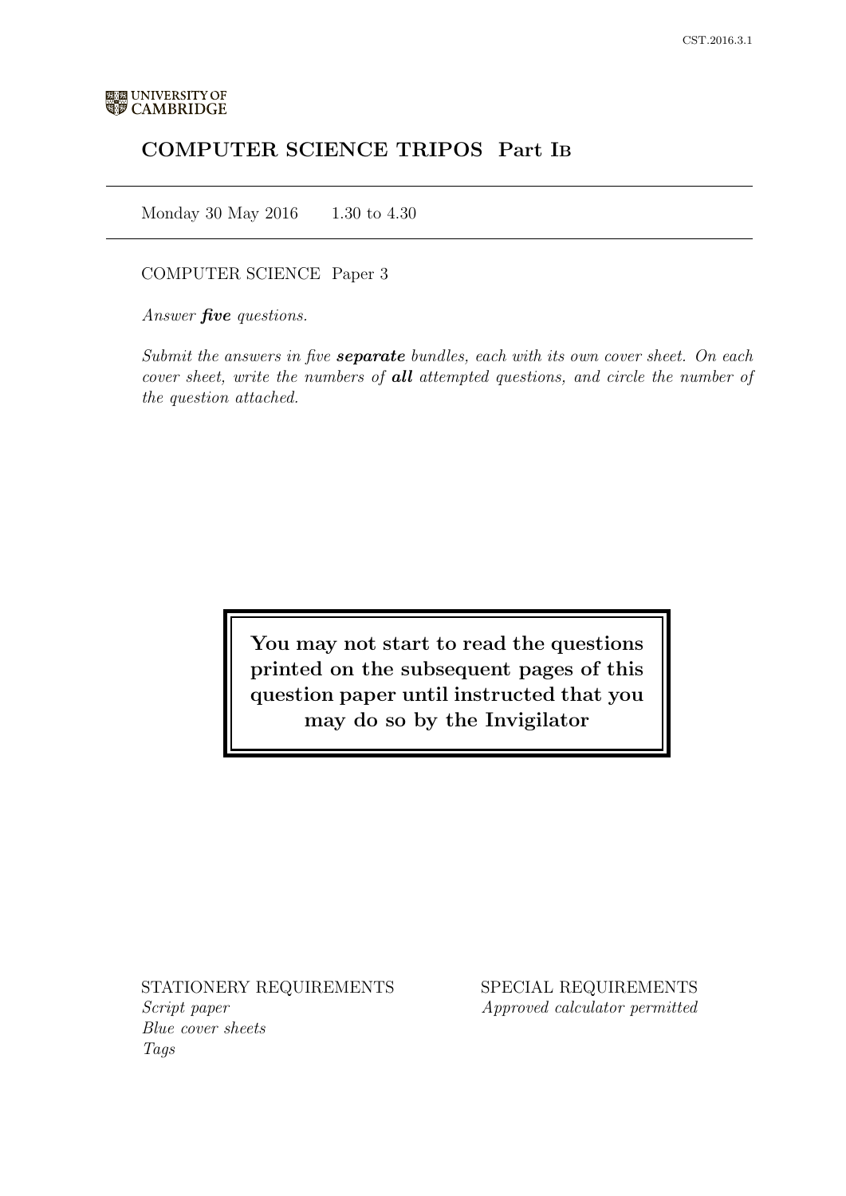UNIVERSITY OF CAMBRIDGE

# COMPUTER SCIENCE TRIPOS Part IB

Monday 30 May 2016 1.30 to 4.30

COMPUTER SCIENCE Paper 3

*Answer **five** questions.*

*Submit the answers in five **separate** bundles, each with its own cover sheet. On each cover sheet, write the numbers of **all** attempted questions, and circle the number of the question attached.*

**You may not start to read the questions printed on the subsequent pages of this question paper until instructed that you may do so by the Invigilator**

STATIONERY REQUIREMENTS
*Script paper*
*Blue cover sheets*
*Tags*

SPECIAL REQUIREMENTS
*Approved calculator permitted*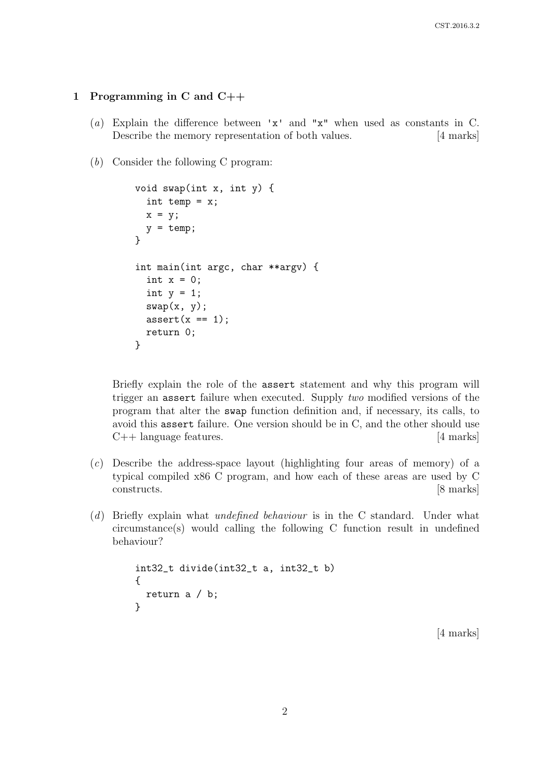## 1 Programming in C and C++

(*a*) Explain the difference between `'x'` and `"x"` when used as constants in C. Describe the memory representation of both values. [4 marks]

(*b*) Consider the following C program:

```
void swap(int x, int y) {
  int temp = x;
  x = y;
  y = temp;
}

int main(int argc, char **argv) {
  int x = 0;
  int y = 1;
  swap(x, y);
  assert(x == 1);
  return 0;
}
```

Briefly explain the role of the `assert` statement and why this program will trigger an `assert` failure when executed. Supply *two* modified versions of the program that alter the `swap` function definition and, if necessary, its calls, to avoid this `assert` failure. One version should be in C, and the other should use C++ language features. [4 marks]

(*c*) Describe the address-space layout (highlighting four areas of memory) of a typical compiled x86 C program, and how each of these areas are used by C constructs. [8 marks]

(*d*) Briefly explain what *undefined behaviour* is in the C standard. Under what circumstance(s) would calling the following C function result in undefined behaviour?

```
int32_t divide(int32_t a, int32_t b)
{
  return a / b;
}
```

[4 marks]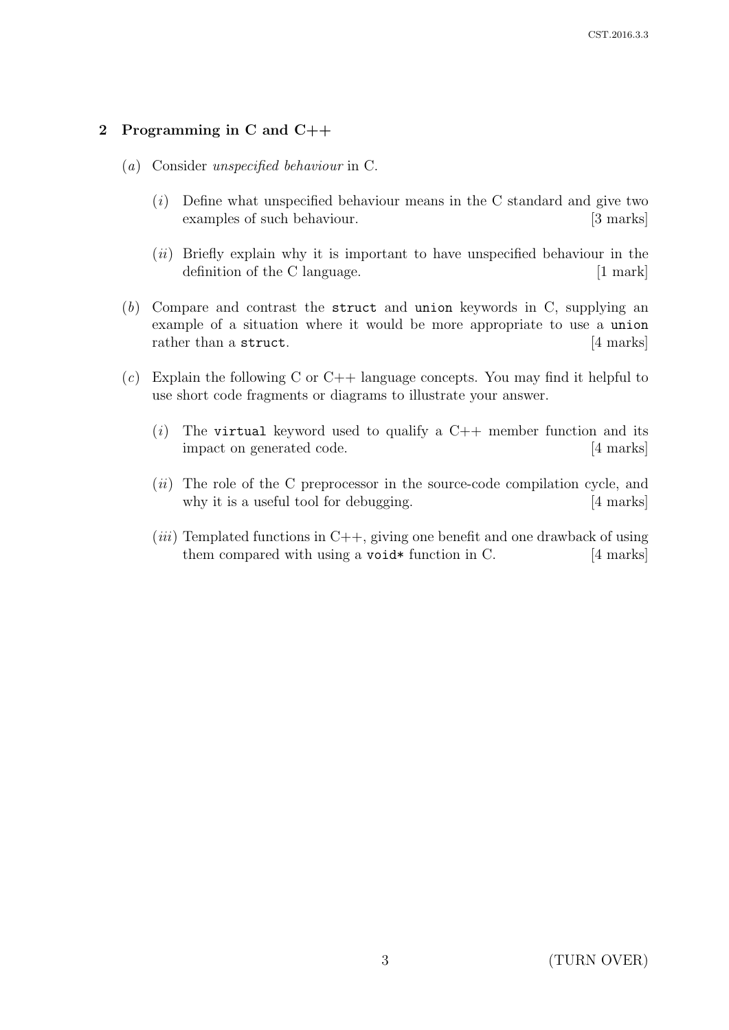## 2 Programming in C and C++

(*a*) Consider *unspecified behaviour* in C.

(*i*) Define what unspecified behaviour means in the C standard and give two examples of such behaviour. [3 marks]

(*ii*) Briefly explain why it is important to have unspecified behaviour in the definition of the C language. [1 mark]

(*b*) Compare and contrast the `struct` and `union` keywords in C, supplying an example of a situation where it would be more appropriate to use a `union` rather than a `struct`. [4 marks]

(*c*) Explain the following C or C++ language concepts. You may find it helpful to use short code fragments or diagrams to illustrate your answer.

(*i*) The `virtual` keyword used to qualify a C++ member function and its impact on generated code. [4 marks]

(*ii*) The role of the C preprocessor in the source-code compilation cycle, and why it is a useful tool for debugging. [4 marks]

(*iii*) Templated functions in C++, giving one benefit and one drawback of using them compared with using a `void*` function in C. [4 marks]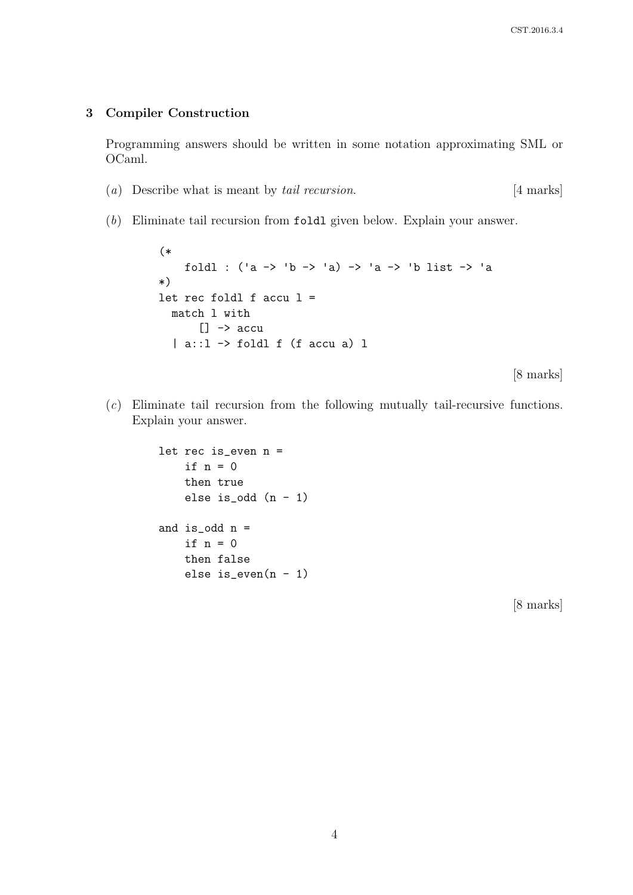## 3 Compiler Construction

Programming answers should be written in some notation approximating SML or OCaml.

(*a*) Describe what is meant by *tail recursion*. [4 marks]

(*b*) Eliminate tail recursion from `foldl` given below. Explain your answer.

```
(*
    foldl : ('a -> 'b -> 'a) -> 'a -> 'b list -> 'a
*)
let rec foldl f accu l =
  match l with
      [] -> accu
  | a::l -> foldl f (f accu a) l
```

[8 marks]

(*c*) Eliminate tail recursion from the following mutually tail-recursive functions. Explain your answer.

```
let rec is_even n =
    if n = 0
    then true
    else is_odd (n - 1)

and is_odd n =
    if n = 0
    then false
    else is_even(n - 1)
```

[8 marks]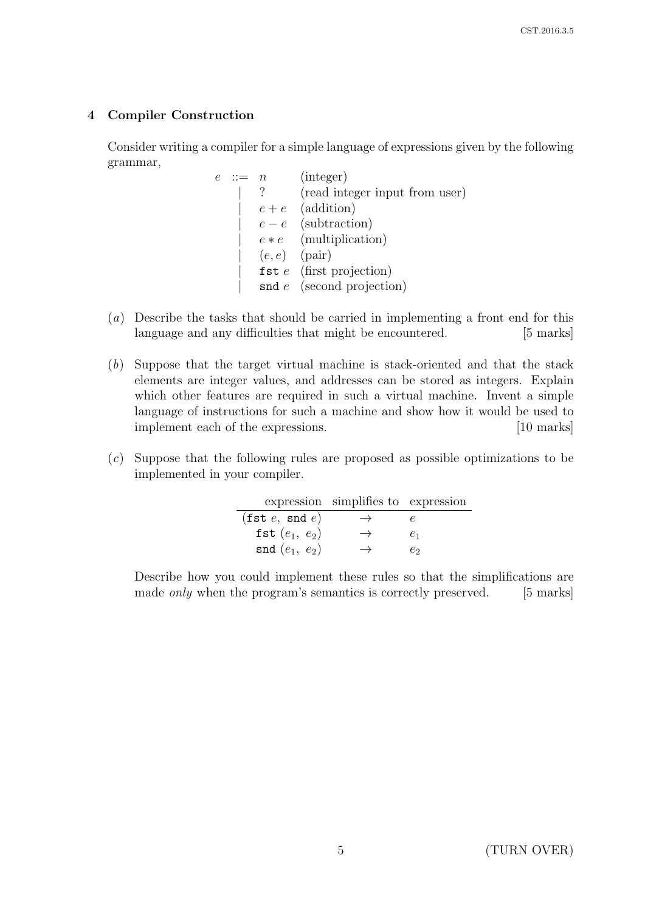## 4 Compiler Construction

Consider writing a compiler for a simple language of expressions given by the following grammar,

$$
\begin{array}{rcll}
e & ::= & n & \text{(integer)} \\
  & |   & ? & \text{(read integer input from user)} \\
  & |   & e + e & \text{(addition)} \\
  & |   & e - e & \text{(subtraction)} \\
  & |   & e * e & \text{(multiplication)} \\
  & |   & (e, e) & \text{(pair)} \\
  & |   & \texttt{fst}\ e & \text{(first projection)} \\
  & |   & \texttt{snd}\ e & \text{(second projection)}
\end{array}
$$

(*a*) Describe the tasks that should be carried in implementing a front end for this language and any difficulties that might be encountered. [5 marks]

(*b*) Suppose that the target virtual machine is stack-oriented and that the stack elements are integer values, and addresses can be stored as integers. Explain which other features are required in such a virtual machine. Invent a simple language of instructions for such a machine and show how it would be used to implement each of the expressions. [10 marks]

(*c*) Suppose that the following rules are proposed as possible optimizations to be implemented in your compiler.

| expression | simplifies to | expression |
|---|---|---|
| $(\texttt{fst}\ e,\ \texttt{snd}\ e)$ | $\rightarrow$ | $e$ |
| $\texttt{fst}\ (e_1,\ e_2)$ | $\rightarrow$ | $e_1$ |
| $\texttt{snd}\ (e_1,\ e_2)$ | $\rightarrow$ | $e_2$ |

Describe how you could implement these rules so that the simplifications are made *only* when the program's semantics is correctly preserved. [5 marks]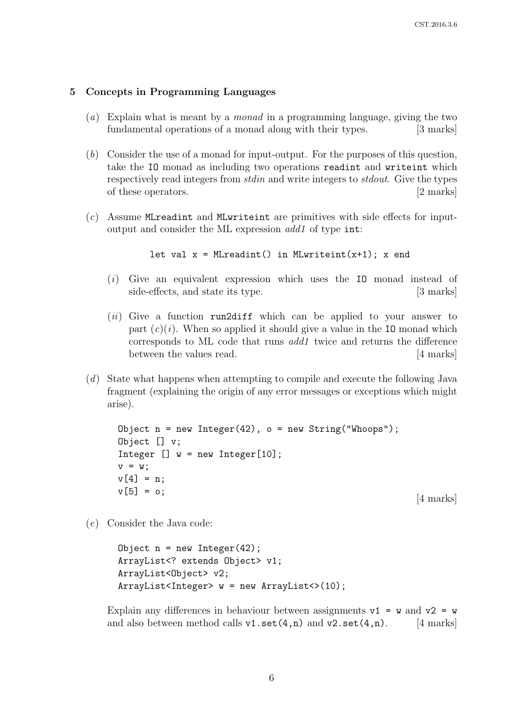## 5 Concepts in Programming Languages

(*a*) Explain what is meant by a *monad* in a programming language, giving the two fundamental operations of a monad along with their types. [3 marks]

(*b*) Consider the use of a monad for input-output. For the purposes of this question, take the `IO` monad as including two operations `readint` and `writeint` which respectively read integers from *stdin* and write integers to *stdout*. Give the types of these operators. [2 marks]

(*c*) Assume `MLreadint` and `MLwriteint` are primitives with side effects for input-output and consider the ML expression *add1* of type `int`:

```
let val x = MLreadint() in MLwriteint(x+1); x end
```

(*i*) Give an equivalent expression which uses the `IO` monad instead of side-effects, and state its type. [3 marks]

(*ii*) Give a function `run2diff` which can be applied to your answer to part (*c*)(*i*). When so applied it should give a value in the `IO` monad which corresponds to ML code that runs *add1* twice and returns the difference between the values read. [4 marks]

(*d*) State what happens when attempting to compile and execute the following Java fragment (explaining the origin of any error messages or exceptions which might arise).

```
Object n = new Integer(42), o = new String("Whoops");
Object [] v;
Integer [] w = new Integer[10];
v = w;
v[4] = n;
v[5] = o;
```

[4 marks]

(*e*) Consider the Java code:

```
Object n = new Integer(42);
ArrayList<? extends Object> v1;
ArrayList<Object> v2;
ArrayList<Integer> w = new ArrayList<>(10);
```

Explain any differences in behaviour between assignments `v1 = w` and `v2 = w` and also between method calls `v1.set(4,n)` and `v2.set(4,n)`. [4 marks]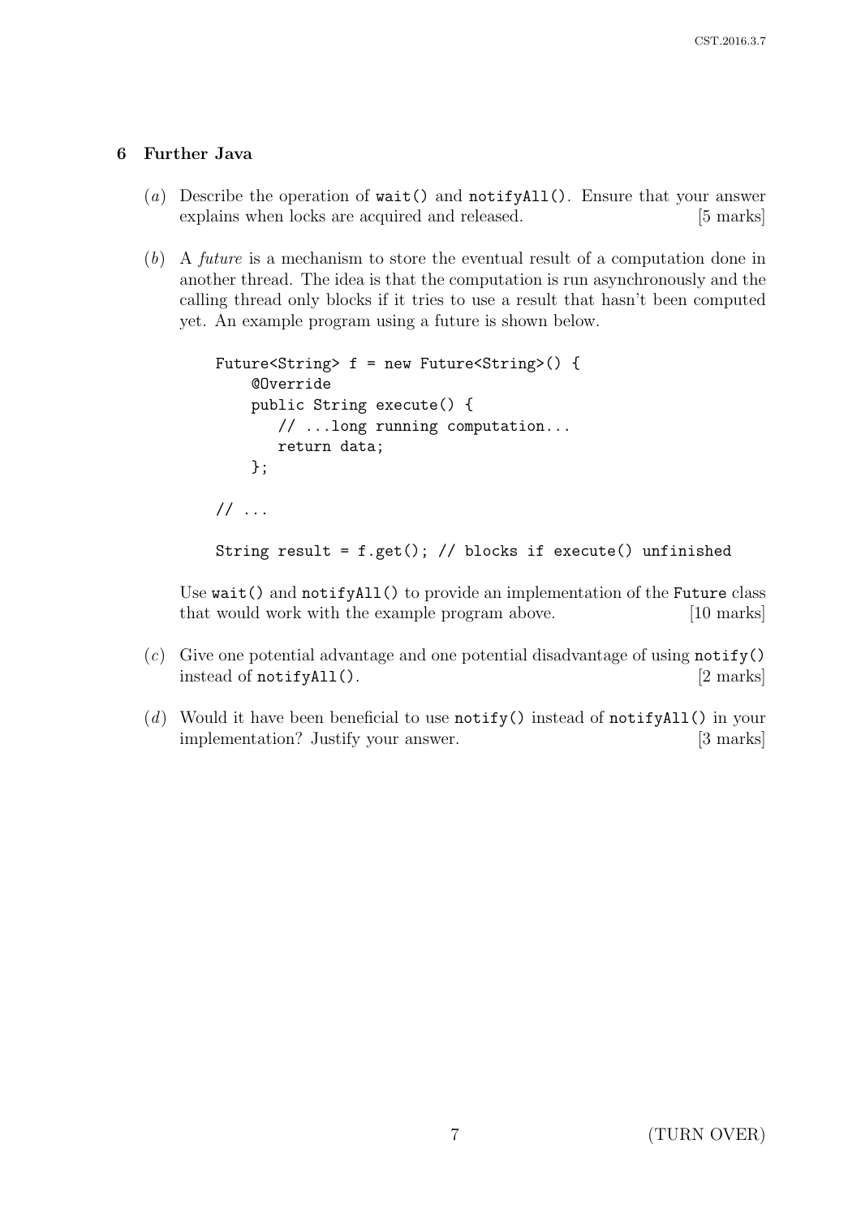## 6 Further Java

(*a*) Describe the operation of `wait()` and `notifyAll()`. Ensure that your answer explains when locks are acquired and released. [5 marks]

(*b*) A *future* is a mechanism to store the eventual result of a computation done in another thread. The idea is that the computation is run asynchronously and the calling thread only blocks if it tries to use a result that hasn't been computed yet. An example program using a future is shown below.

```
Future<String> f = new Future<String>() {
    @Override
    public String execute() {
       // ...long running computation...
       return data;
    };

// ...

String result = f.get(); // blocks if execute() unfinished
```

Use `wait()` and `notifyAll()` to provide an implementation of the `Future` class that would work with the example program above. [10 marks]

(*c*) Give one potential advantage and one potential disadvantage of using `notify()` instead of `notifyAll()`. [2 marks]

(*d*) Would it have been beneficial to use `notify()` instead of `notifyAll()` in your implementation? Justify your answer. [3 marks]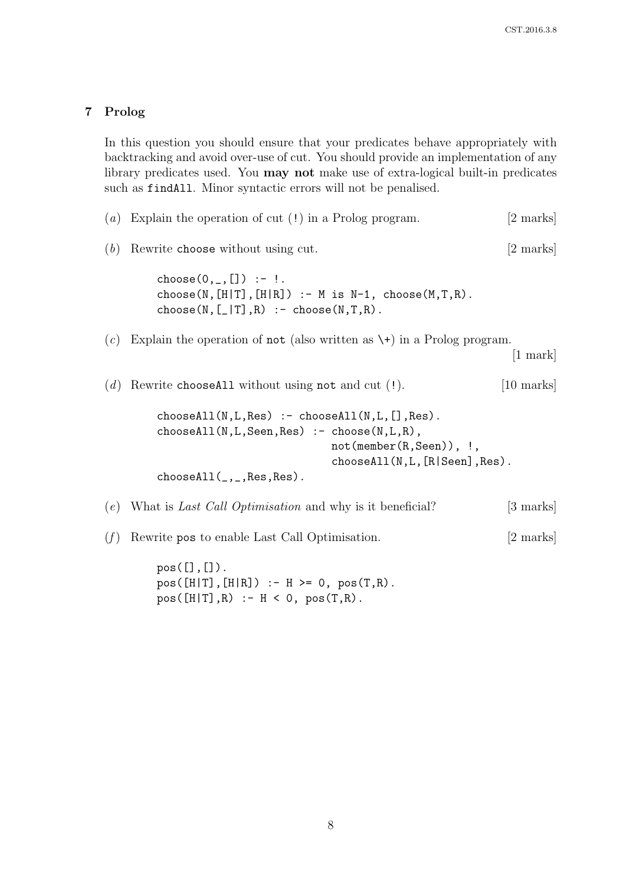## 7 Prolog

In this question you should ensure that your predicates behave appropriately with backtracking and avoid over-use of cut. You should provide an implementation of any library predicates used. You **may not** make use of extra-logical built-in predicates such as `findAll`. Minor syntactic errors will not be penalised.

(*a*) Explain the operation of cut (`!`) in a Prolog program. [2 marks]

(*b*) Rewrite `choose` without using cut. [2 marks]

```
choose(0,_,[]) :- !.
choose(N,[H|T],[H|R]) :- M is N-1, choose(M,T,R).
choose(N,[_|T],R) :- choose(N,T,R).
```

(*c*) Explain the operation of `not` (also written as `\+`) in a Prolog program. [1 mark]

(*d*) Rewrite `chooseAll` without using `not` and cut (`!`). [10 marks]

```
chooseAll(N,L,Res) :- chooseAll(N,L,[],Res).
chooseAll(N,L,Seen,Res) :- choose(N,L,R),
                           not(member(R,Seen)), !,
                           chooseAll(N,L,[R|Seen],Res).
chooseAll(_,_,Res,Res).
```

(*e*) What is *Last Call Optimisation* and why is it beneficial? [3 marks]

(*f*) Rewrite `pos` to enable Last Call Optimisation. [2 marks]

```
pos([],[]).
pos([H|T],[H|R]) :- H >= 0, pos(T,R).
pos([H|T],R) :- H < 0, pos(T,R).
```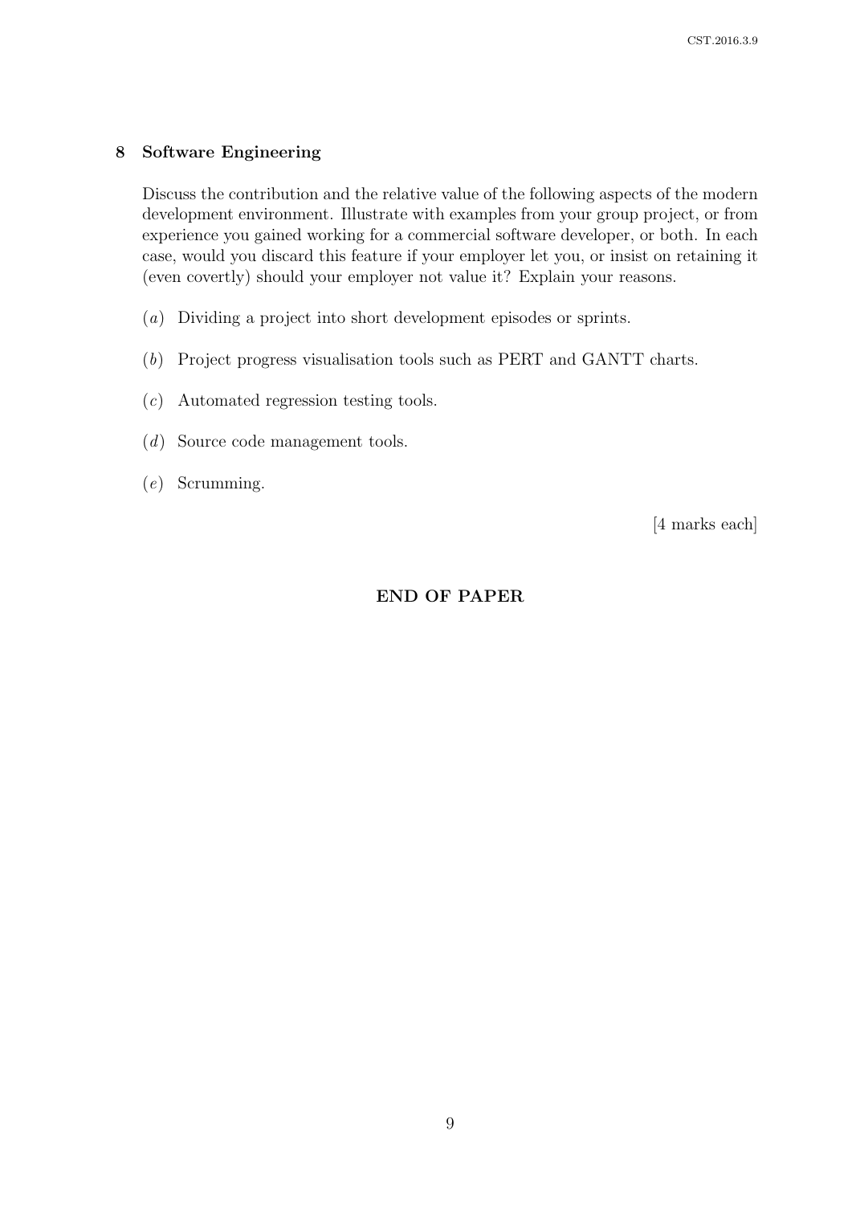## 8 Software Engineering

Discuss the contribution and the relative value of the following aspects of the modern development environment. Illustrate with examples from your group project, or from experience you gained working for a commercial software developer, or both. In each case, would you discard this feature if your employer let you, or insist on retaining it (even covertly) should your employer not value it? Explain your reasons.

(*a*) Dividing a project into short development episodes or sprints.

(*b*) Project progress visualisation tools such as PERT and GANTT charts.

(*c*) Automated regression testing tools.

(*d*) Source code management tools.

(*e*) Scrumming.

[4 marks each]

**END OF PAPER**